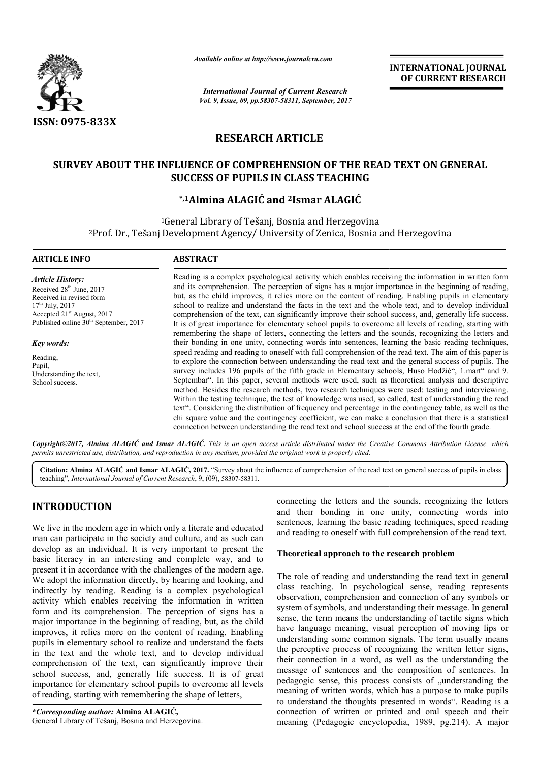ISSN: 0975-833X

*Available online at http://www.journalcra.com*

*International Journal of Current Research*
*Vol. 9, Issue, 09, pp.58307-58311, September, 2017*

**INTERNATIONAL JOURNAL OF CURRENT RESEARCH**

## RESEARCH ARTICLE

# SURVEY ABOUT THE INFLUENCE OF COMPREHENSION OF THE READ TEXT ON GENERAL SUCCESS OF PUPILS IN CLASS TEACHING

**\*,1Almina ALAGIĆ and 2Ismar ALAGIĆ**

[1]General Library of Tešanj, Bosnia and Herzegovina
[2]Prof. Dr., Tešanj Development Agency/ University of Zenica, Bosnia and Herzegovina

**ARTICLE INFO**

*Article History:*
Received 28th June, 2017
Received in revised form
17th July, 2017
Accepted 21st August, 2017
Published online 30th September, 2017

*Key words:*
Reading,
Pupil,
Understanding the text,
School success.

**ABSTRACT**

Reading is a complex psychological activity which enables receiving the information in written form and its comprehension. The perception of signs has a major importance in the beginning of reading, but, as the child improves, it relies more on the content of reading. Enabling pupils in elementary school to realize and understand the facts in the text and the whole text, and to develop individual comprehension of the text, can significantly improve their school success, and, generally life success. It is of great importance for elementary school pupils to overcome all levels of reading, starting with remembering the shape of letters, connecting the letters and the sounds, recognizing the letters and their bonding in one unity, connecting words into sentences, learning the basic reading techniques, speed reading and reading to oneself with full comprehension of the read text. The aim of this paper is to explore the connection between understanding the read text and the general success of pupils. The survey includes 196 pupils of the fifth grade in Elementary schools, Huso Hodžić", 1.mart" and 9. Septembar". In this paper, several methods were used, such as theoretical analysis and descriptive method. Besides the research methods, two research techniques were used: testing and interviewing. Within the testing technique, the test of knowledge was used, so called, test of understanding the read text". Considering the distribution of frequency and percentage in the contingency table, as well as the chi square value and the contingency coefficient, we can make a conclusion that there is a statistical connection between understanding the read text and school success at the end of the fourth grade.

*Copyright©2017, Almina ALAGIĆ and Ismar ALAGIĆ. This is an open access article distributed under the Creative Commons Attribution License, which permits unrestricted use, distribution, and reproduction in any medium, provided the original work is properly cited.*

**Citation: Almina ALAGIĆ and Ismar ALAGIĆ, 2017.** "Survey about the influence of comprehension of the read text on general success of pupils in class teaching", *International Journal of Current Research*, 9, (09), 58307-58311.

## INTRODUCTION

We live in the modern age in which only a literate and educated man can participate in the society and culture, and as such can develop as an individual. It is very important to present the basic literacy in an interesting and complete way, and to present it in accordance with the challenges of the modern age. We adopt the information directly, by hearing and looking, and indirectly by reading. Reading is a complex psychological activity which enables receiving the information in written form and its comprehension. The perception of signs has a major importance in the beginning of reading, but, as the child improves, it relies more on the content of reading. Enabling pupils in elementary school to realize and understand the facts in the text and the whole text, and to develop individual comprehension of the text, can significantly improve their school success, and, generally life success. It is of great importance for elementary school pupils to overcome all levels of reading, starting with remembering the shape of letters, connecting the letters and the sounds, recognizing the letters and their bonding in one unity, connecting words into sentences, learning the basic reading techniques, speed reading and reading to oneself with full comprehension of the read text.

### Theoretical approach to the research problem

The role of reading and understanding the read text in general class teaching. In psychological sense, reading represents observation, comprehension and connection of any symbols or system of symbols, and understanding their message. In general sense, the term means the understanding of tactile signs which have language meaning, visual perception of moving lips or understanding some common signals. The term usually means the perceptive process of recognizing the written letter signs, their connection in a word, as well as the understanding the message of sentences and the composition of sentences. In pedagogic sense, this process consists of „understanding the meaning of written words, which has a purpose to make pupils to understand the thoughts presented in words". Reading is a connection of written or printed and oral speech and their meaning (Pedagogic encyclopedia, 1989, pg.214). A major

**\*Corresponding author: Almina ALAGIĆ,**
General Library of Tešanj, Bosnia and Herzegovina.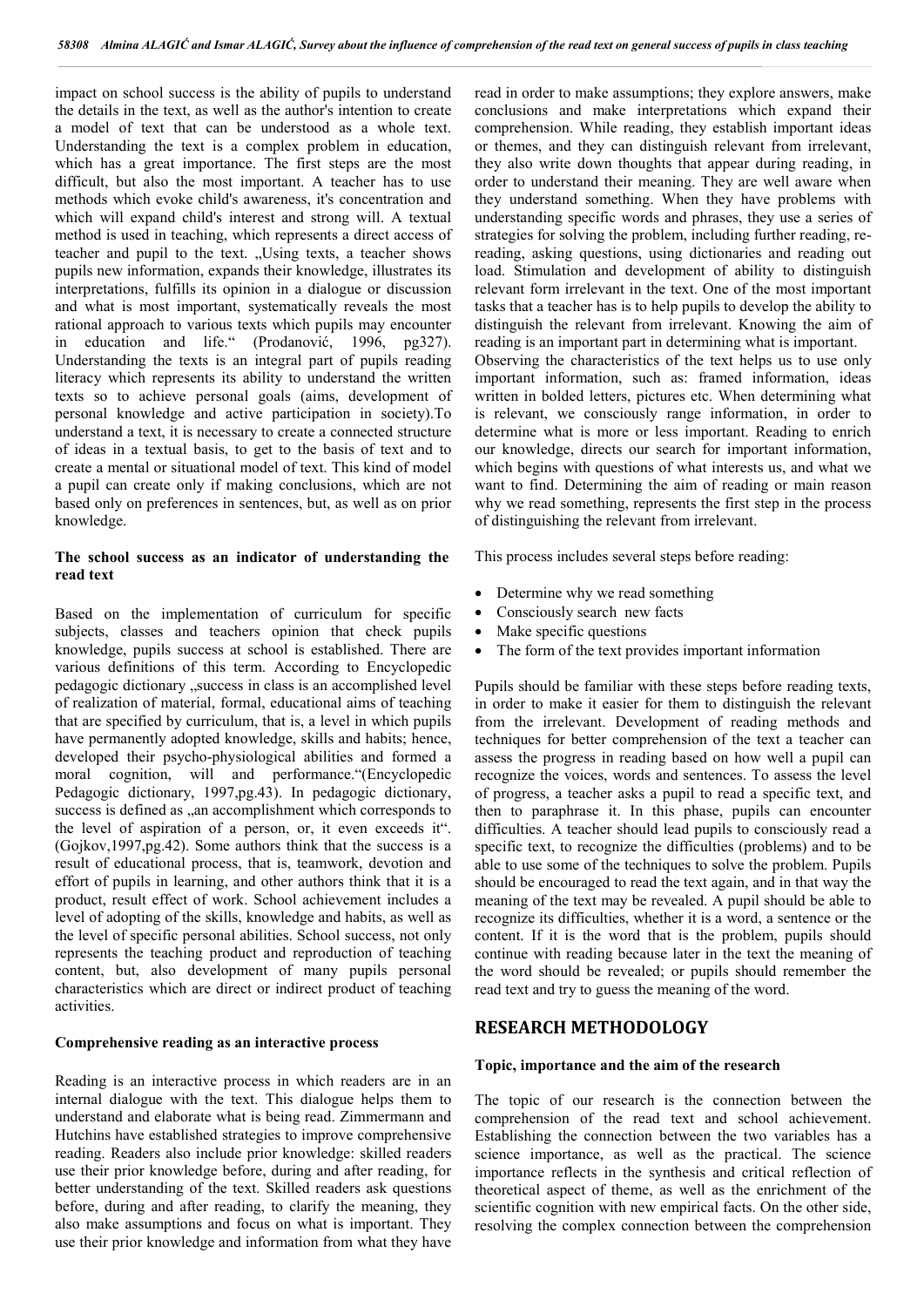impact on school success is the ability of pupils to understand the details in the text, as well as the author's intention to create a model of text that can be understood as a whole text. Understanding the text is a complex problem in education, which has a great importance. The first steps are the most difficult, but also the most important. A teacher has to use methods which evoke child's awareness, it's concentration and which will expand child's interest and strong will. A textual method is used in teaching, which represents a direct access of teacher and pupil to the text. „Using texts, a teacher shows pupils new information, expands their knowledge, illustrates its interpretations, fulfills its opinion in a dialogue or discussion and what is most important, systematically reveals the most rational approach to various texts which pupils may encounter in education and life.“ (Prodanović, 1996, pg327). Understanding the texts is an integral part of pupils reading literacy which represents its ability to understand the written texts so to achieve personal goals (aims, development of personal knowledge and active participation in society).To understand a text, it is necessary to create a connected structure of ideas in a textual basis, to get to the basis of text and to create a mental or situational model of text. This kind of model a pupil can create only if making conclusions, which are not based only on preferences in sentences, but, as well as on prior knowledge.

**The school success as an indicator of understanding the read text**

Based on the implementation of curriculum for specific subjects, classes and teachers opinion that check pupils knowledge, pupils success at school is established. There are various definitions of this term. According to Encyclopedic pedagogic dictionary „success in class is an accomplished level of realization of material, formal, educational aims of teaching that are specified by curriculum, that is, a level in which pupils have permanently adopted knowledge, skills and habits; hence, developed their psycho-physiological abilities and formed a moral cognition, will and performance.“(Encyclopedic Pedagogic dictionary, 1997,pg.43). In pedagogic dictionary, success is defined as „an accomplishment which corresponds to the level of aspiration of a person, or, it even exceeds it“. (Gojkov,1997,pg.42). Some authors think that the success is a result of educational process, that is, teamwork, devotion and effort of pupils in learning, and other authors think that it is a product, result effect of work. School achievement includes a level of adopting of the skills, knowledge and habits, as well as the level of specific personal abilities. School success, not only represents the teaching product and reproduction of teaching content, but, also development of many pupils personal characteristics which are direct or indirect product of teaching activities.

**Comprehensive reading as an interactive process**

Reading is an interactive process in which readers are in an internal dialogue with the text. This dialogue helps them to understand and elaborate what is being read. Zimmermann and Hutchins have established strategies to improve comprehensive reading. Readers also include prior knowledge: skilled readers use their prior knowledge before, during and after reading, for better understanding of the text. Skilled readers ask questions before, during and after reading, to clarify the meaning, they also make assumptions and focus on what is important. They use their prior knowledge and information from what they have read in order to make assumptions; they explore answers, make conclusions and make interpretations which expand their comprehension. While reading, they establish important ideas or themes, and they can distinguish relevant from irrelevant, they also write down thoughts that appear during reading, in order to understand their meaning. They are well aware when they understand something. When they have problems with understanding specific words and phrases, they use a series of strategies for solving the problem, including further reading, re-reading, asking questions, using dictionaries and reading out load. Stimulation and development of ability to distinguish relevant form irrelevant in the text. One of the most important tasks that a teacher has is to help pupils to develop the ability to distinguish the relevant from irrelevant. Knowing the aim of reading is an important part in determining what is important.

Observing the characteristics of the text helps us to use only important information, such as: framed information, ideas written in bolded letters, pictures etc. When determining what is relevant, we consciously range information, in order to determine what is more or less important. Reading to enrich our knowledge, directs our search for important information, which begins with questions of what interests us, and what we want to find. Determining the aim of reading or main reason why we read something, represents the first step in the process of distinguishing the relevant from irrelevant.

This process includes several steps before reading:

- Determine why we read something
- Consciously search new facts
- Make specific questions
- The form of the text provides important information

Pupils should be familiar with these steps before reading texts, in order to make it easier for them to distinguish the relevant from the irrelevant. Development of reading methods and techniques for better comprehension of the text a teacher can assess the progress in reading based on how well a pupil can recognize the voices, words and sentences. To assess the level of progress, a teacher asks a pupil to read a specific text, and then to paraphrase it. In this phase, pupils can encounter difficulties. A teacher should lead pupils to consciously read a specific text, to recognize the difficulties (problems) and to be able to use some of the techniques to solve the problem. Pupils should be encouraged to read the text again, and in that way the meaning of the text may be revealed. A pupil should be able to recognize its difficulties, whether it is a word, a sentence or the content. If it is the word that is the problem, pupils should continue with reading because later in the text the meaning of the word should be revealed; or pupils should remember the read text and try to guess the meaning of the word.

## RESEARCH METHODOLOGY

**Topic, importance and the aim of the research**

The topic of our research is the connection between the comprehension of the read text and school achievement. Establishing the connection between the two variables has a science importance, as well as the practical. The science importance reflects in the synthesis and critical reflection of theoretical aspect of theme, as well as the enrichment of the scientific cognition with new empirical facts. On the other side, resolving the complex connection between the comprehension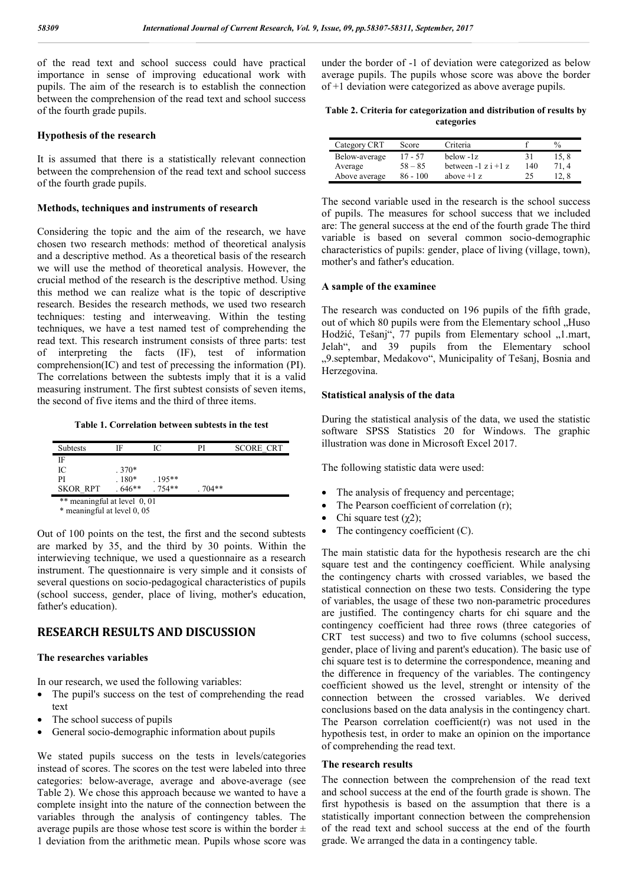of the read text and school success could have practical importance in sense of improving educational work with pupils. The aim of the research is to establish the connection between the comprehension of the read text and school success of the fourth grade pupils.

### Hypothesis of the research

It is assumed that there is a statistically relevant connection between the comprehension of the read text and school success of the fourth grade pupils.

### Methods, techniques and instruments of research

Considering the topic and the aim of the research, we have chosen two research methods: method of theoretical analysis and a descriptive method. As a theoretical basis of the research we will use the method of theoretical analysis. However, the crucial method of the research is the descriptive method. Using this method we can realize what is the topic of descriptive research. Besides the research methods, we used two research techniques: testing and interweaving. Within the testing techniques, we have a test named test of comprehending the read text. This research instrument consists of three parts: test of interpreting the facts (IF), test of information comprehension(IC) and test of precessing the information (PI). The correlations between the subtests imply that it is a valid measuring instrument. The first subtest consists of seven items, the second of five items and the third of three items.

**Table 1. Correlation between subtests in the test**

| Subtests | IF | IC | PI | SCORE_CRT |
|---|---|---|---|---|
| IF | | | | |
| IC | . 370* | | | |
| PI | . 180* | . 195** | | |
| SKOR_RPT | . 646** | . 754** | . 704** | |

** meaningful at level 0, 01
* meaningful at level 0, 05

Out of 100 points on the test, the first and the second subtests are marked by 35, and the third by 30 points. Within the interwieving technique, we used a questionnaire as a research instrument. The questionnaire is very simple and it consists of several questions on socio-pedagogical characteristics of pupils (school success, gender, place of living, mother's education, father's education).

## RESEARCH RESULTS AND DISCUSSION

### The researches variables

In our research, we used the following variables:

- The pupil's success on the test of comprehending the read text
- The school success of pupils
- General socio-demographic information about pupils

We stated pupils success on the tests in levels/categories instead of scores. The scores on the test were labeled into three categories: below-average, average and above-average (see Table 2). We chose this approach because we wanted to have a complete insight into the nature of the connection between the variables through the analysis of contingency tables. The average pupils are those whose test score is within the border ± 1 deviation from the arithmetic mean. Pupils whose score was under the border of -1 of deviation were categorized as below average pupils. The pupils whose score was above the border of +1 deviation were categorized as above average pupils.

**Table 2. Criteria for categorization and distribution of results by categories**

| Category CRT | Score | Criteria | f | % |
|---|---|---|---|---|
| Below-average | 17 - 57 | below -1z | 31 | 15, 8 |
| Average | 58 – 85 | between -1 z i +1 z | 140 | 71, 4 |
| Above average | 86 - 100 | above +1 z | 25 | 12, 8 |

The second variable used in the research is the school success of pupils. The measures for school success that we included are: The general success at the end of the fourth grade The third variable is based on several common socio-demographic characteristics of pupils: gender, place of living (village, town), mother's and father's education.

### A sample of the examinee

The research was conducted on 196 pupils of the fifth grade, out of which 80 pupils were from the Elementary school „Huso Hodžić, Tešanj", 77 pupils from Elementary school „1.mart, Jelah", and 39 pupils from the Elementary school „9.septembar, Medakovo", Municipality of Tešanj, Bosnia and Herzegovina.

### Statistical analysis of the data

During the statistical analysis of the data, we used the statistic software SPSS Statistics 20 for Windows. The graphic illustration was done in Microsoft Excel 2017.

The following statistic data were used:

- The analysis of frequency and percentage;
- The Pearson coefficient of correlation (r);
- Chi square test ($\chi 2$);
- The contingency coefficient (C).

The main statistic data for the hypothesis research are the chi square test and the contingency coefficient. While analysing the contingency charts with crossed variables, we based the statistical connection on these two tests. Considering the type of variables, the usage of these two non-parametric procedures are justified. The contingency charts for chi square and the contingency coefficient had three rows (three categories of CRT test success) and two to five columns (school success, gender, place of living and parent's education). The basic use of chi square test is to determine the correspondence, meaning and the difference in frequency of the variables. The contingency coefficient showed us the level, strenght or intensity of the connection between the crossed variables. We derived conclusions based on the data analysis in the contingency chart. The Pearson correlation coefficient(r) was not used in the hypothesis test, in order to make an opinion on the importance of comprehending the read text.

### The research results

The connection between the comprehension of the read text and school success at the end of the fourth grade is shown. The first hypothesis is based on the assumption that there is a statistically important connection between the comprehension of the read text and school success at the end of the fourth grade. We arranged the data in a contingency table.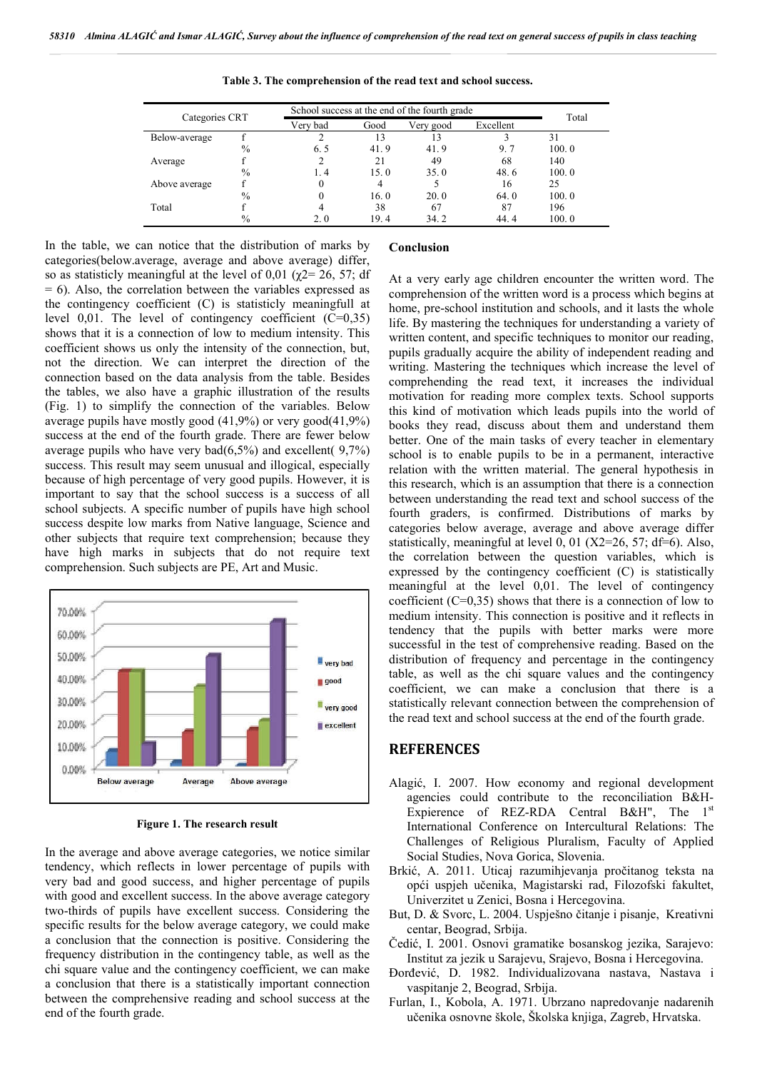**Table 3. The comprehension of the read text and school success.**

| Categories CRT | | School success at the end of the fourth grade | | | | Total |
|---|---|---|---|---|---|---|
| | | Very bad | Good | Very good | Excellent | |
| Below-average | f | 2 | 13 | 13 | 3 | 31 |
| | % | 6. 5 | 41. 9 | 41. 9 | 9. 7 | 100. 0 |
| Average | f | 2 | 21 | 49 | 68 | 140 |
| | % | 1. 4 | 15. 0 | 35. 0 | 48. 6 | 100. 0 |
| Above average | f | 0 | 4 | 5 | 16 | 25 |
| | % | 0 | 16. 0 | 20. 0 | 64. 0 | 100. 0 |
| Total | f | 4 | 38 | 67 | 87 | 196 |
| | % | 2. 0 | 19. 4 | 34. 2 | 44. 4 | 100. 0 |

In the table, we can notice that the distribution of marks by categories(below.average, average and above average) differ, so as statisticly meaningful at the level of 0,01 ($\chi 2$= 26, 57; df = 6). Also, the correlation between the variables expressed as the contingency coefficient (C) is statisticly meaningfull at level 0,01. The level of contingency coefficient (C=0,35) shows that it is a connection of low to medium intensity. This coefficient shows us only the intensity of the connection, but, not the direction. We can interpret the direction of the connection based on the data analysis from the table. Besides the tables, we also have a graphic illustration of the results (Fig. 1) to simplify the connection of the variables. Below average pupils have mostly good (41,9%) or very good(41,9%) success at the end of the fourth grade. There are fewer below average pupils who have very bad(6,5%) and excellent( 9,7%) success. This result may seem unusual and illogical, especially because of high percentage of very good pupils. However, it is important to say that the school success is a success of all school subjects. A specific number of pupils have high school success despite low marks from Native language, Science and other subjects that require text comprehension; because they have high marks in subjects that do not require text comprehension. Such subjects are PE, Art and Music.

**Figure 1. The research result**

In the average and above average categories, we notice similar tendency, which reflects in lower percentage of pupils with very bad and good success, and higher percentage of pupils with good and excellent success. In the above average category two-thirds of pupils have excellent success. Considering the specific results for the below average category, we could make a conclusion that the connection is positive. Considering the frequency distribution in the contingency table, as well as the chi square value and the contingency coefficient, we can make a conclusion that there is a statistically important connection between the comprehensive reading and school success at the end of the fourth grade.

## Conclusion

At a very early age children encounter the written word. The comprehension of the written word is a process which begins at home, pre-school institution and schools, and it lasts the whole life. By mastering the techniques for understanding a variety of written content, and specific techniques to monitor our reading, pupils gradually acquire the ability of independent reading and writing. Mastering the techniques which increase the level of comprehending the read text, it increases the individual motivation for reading more complex texts. School supports this kind of motivation which leads pupils into the world of books they read, discuss about them and understand them better. One of the main tasks of every teacher in elementary school is to enable pupils to be in a permanent, interactive relation with the written material. The general hypothesis in this research, which is an assumption that there is a connection between understanding the read text and school success of the fourth graders, is confirmed. Distributions of marks by categories below average, average and above average differ statistically, meaningful at level 0, 01 (X2=26, 57; df=6). Also, the correlation between the question variables, which is expressed by the contingency coefficient (C) is statistically meaningful at the level 0,01. The level of contingency coefficient (C=0,35) shows that there is a connection of low to medium intensity. This connection is positive and it reflects in tendency that the pupils with better marks were more successful in the test of comprehensive reading. Based on the distribution of frequency and percentage in the contingency table, as well as the chi square values and the contingency coefficient, we can make a conclusion that there is a statistically relevant connection between the comprehension of the read text and school success at the end of the fourth grade.

## REFERENCES

Alagić, I. 2007. How economy and regional development agencies could contribute to the reconciliation B&H-Expierence of REZ-RDA Central B&H", The 1st International Conference on Intercultural Relations: The Challenges of Religious Pluralism, Faculty of Applied Social Studies, Nova Gorica, Slovenia.

Brkić, A. 2011. Uticaj razumihjevanja pročitanog teksta na opći uspjeh učenika, Magistarski rad, Filozofski fakultet, Univerzitet u Zenici, Bosna i Hercegovina.

But, D. & Svorc, L. 2004. Uspješno čitanje i pisanje, Kreativni centar, Beograd, Srbija.

Čedić, I. 2001. Osnovi gramatike bosanskog jezika, Sarajevo: Institut za jezik u Sarajevu, Srajevo, Bosna i Hercegovina.

Đorđević, D. 1982. Individualizovana nastava, Nastava i vaspitanje 2, Beograd, Srbija.

Furlan, I., Kobola, A. 1971. Ubrzano napredovanje nadarenih učenika osnovne škole, Školska knjiga, Zagreb, Hrvatska.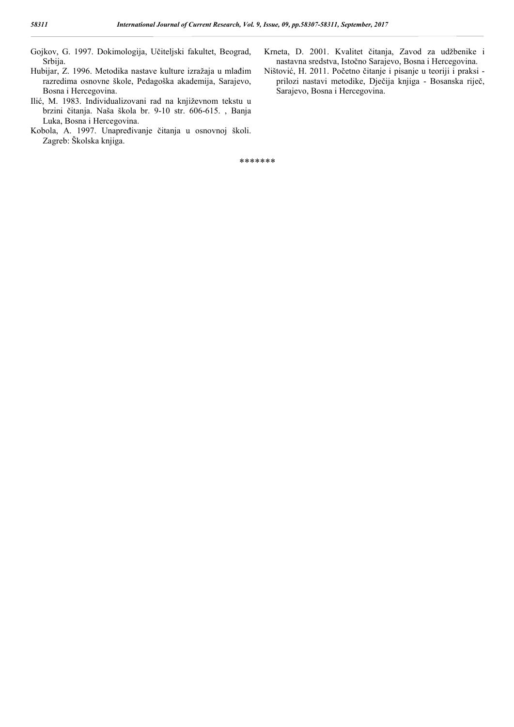Gojkov, G. 1997. Dokimologija, Učiteljski fakultet, Beograd, Srbija.

Hubijar, Z. 1996. Metodika nastave kulture izražaja u mlađim razredima osnovne škole, Pedagoška akademija, Sarajevo, Bosna i Hercegovina.

Ilić, M. 1983. Individualizovani rad na književnom tekstu u brzini čitanja. Naša škola br. 9-10 str. 606-615. , Banja Luka, Bosna i Hercegovina.

Kobola, A. 1997. Unapređivanje čitanja u osnovnoj školi. Zagreb: Školska knjiga.

Krneta, D. 2001. Kvalitet čitanja, Zavod za udžbenike i nastavna sredstva, Istočno Sarajevo, Bosna i Hercegovina.

Ništović, H. 2011. Početno čitanje i pisanje u teoriji i praksi - prilozi nastavi metodike, Dječija knjiga - Bosanska riječ, Sarajevo, Bosna i Hercegovina.

*******